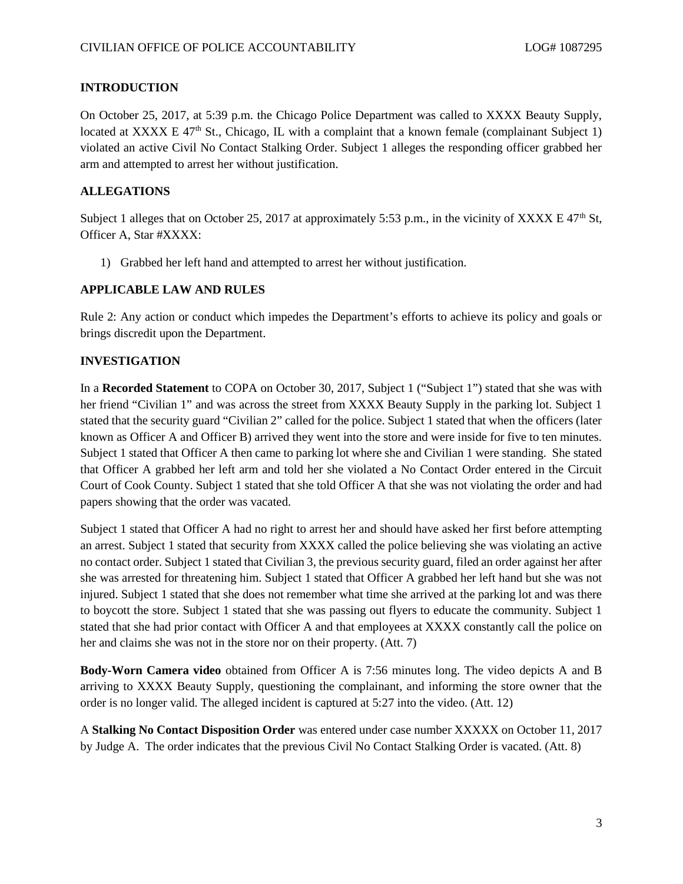## INTRODUCTION

On October 25, 2017, at 5:39 p.m. the Chicago Police Department was called to XXXX Beauty Supply, located at XXXX E 47th St., Chicago, IL with a complaint that a known female (complainant Subject 1) violated an active Civil No Contact Stalking Order. Subject 1 alleges the responding officer grabbed her arm and attempted to arrest her without justification.

## ALLEGATIONS

Subject 1 alleges that on October 25, 2017 at approximately 5:53 p.m., in the vicinity of XXXX E 47th St, Officer A, Star #XXXX:

1) Grabbed her left hand and attempted to arrest her without justification.

## APPLICABLE LAW AND RULES

Rule 2: Any action or conduct which impedes the Department's efforts to achieve its policy and goals or brings discredit upon the Department.

## INVESTIGATION

In a **Recorded Statement** to COPA on October 30, 2017, Subject 1 ("Subject 1") stated that she was with her friend "Civilian 1" and was across the street from XXXX Beauty Supply in the parking lot. Subject 1 stated that the security guard "Civilian 2" called for the police. Subject 1 stated that when the officers (later known as Officer A and Officer B) arrived they went into the store and were inside for five to ten minutes. Subject 1 stated that Officer A then came to parking lot where she and Civilian 1 were standing. She stated that Officer A grabbed her left arm and told her she violated a No Contact Order entered in the Circuit Court of Cook County. Subject 1 stated that she told Officer A that she was not violating the order and had papers showing that the order was vacated.

Subject 1 stated that Officer A had no right to arrest her and should have asked her first before attempting an arrest. Subject 1 stated that security from XXXX called the police believing she was violating an active no contact order. Subject 1 stated that Civilian 3, the previous security guard, filed an order against her after she was arrested for threatening him. Subject 1 stated that Officer A grabbed her left hand but she was not injured. Subject 1 stated that she does not remember what time she arrived at the parking lot and was there to boycott the store. Subject 1 stated that she was passing out flyers to educate the community. Subject 1 stated that she had prior contact with Officer A and that employees at XXXX constantly call the police on her and claims she was not in the store nor on their property. (Att. 7)

**Body-Worn Camera video** obtained from Officer A is 7:56 minutes long. The video depicts A and B arriving to XXXX Beauty Supply, questioning the complainant, and informing the store owner that the order is no longer valid. The alleged incident is captured at 5:27 into the video. (Att. 12)

A **Stalking No Contact Disposition Order** was entered under case number XXXXX on October 11, 2017 by Judge A. The order indicates that the previous Civil No Contact Stalking Order is vacated. (Att. 8)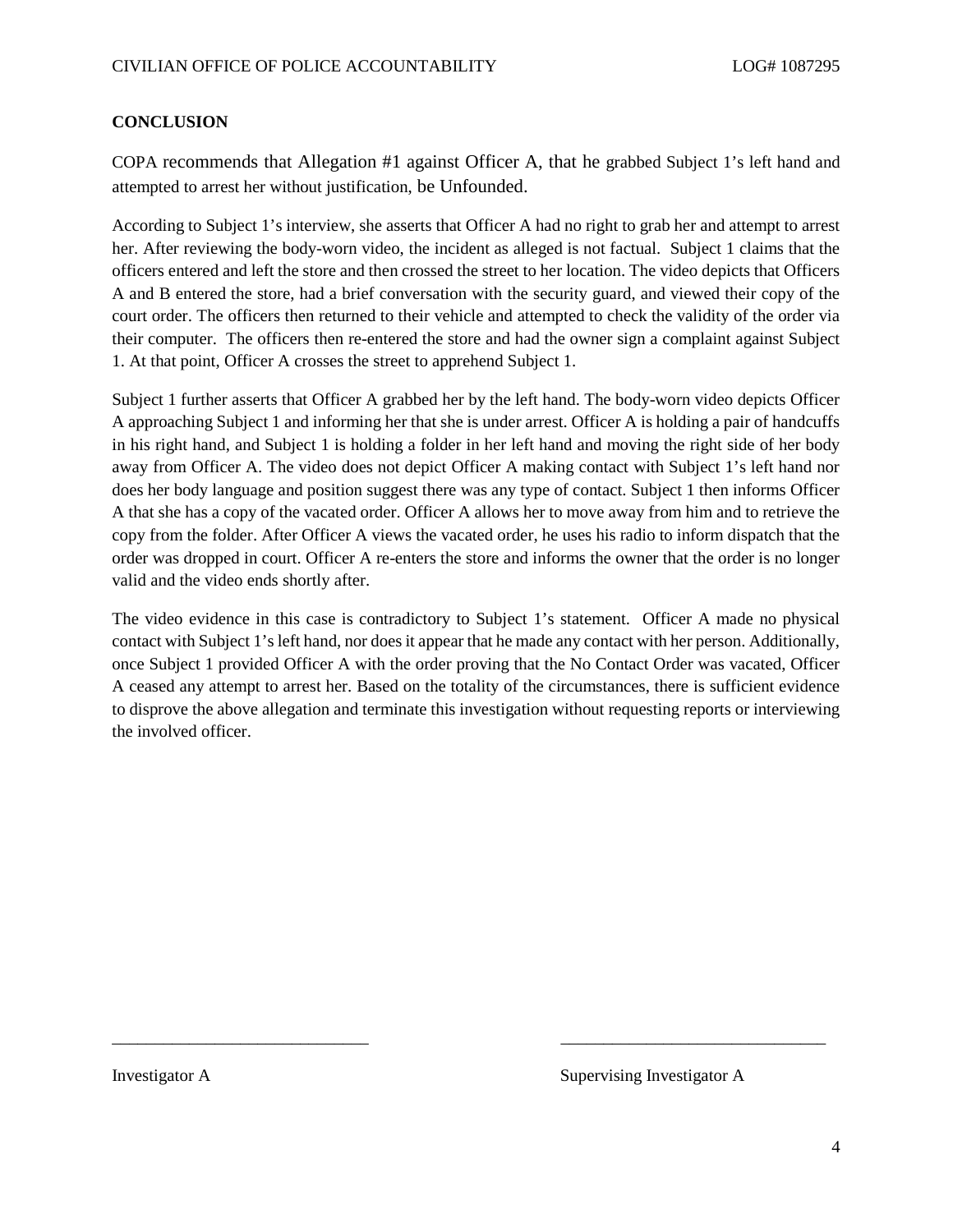**CONCLUSION**

COPA recommends that Allegation #1 against Officer A, that he grabbed Subject 1's left hand and attempted to arrest her without justification, be Unfounded.

According to Subject 1's interview, she asserts that Officer A had no right to grab her and attempt to arrest her. After reviewing the body-worn video, the incident as alleged is not factual. Subject 1 claims that the officers entered and left the store and then crossed the street to her location. The video depicts that Officers A and B entered the store, had a brief conversation with the security guard, and viewed their copy of the court order. The officers then returned to their vehicle and attempted to check the validity of the order via their computer. The officers then re-entered the store and had the owner sign a complaint against Subject 1. At that point, Officer A crosses the street to apprehend Subject 1.

Subject 1 further asserts that Officer A grabbed her by the left hand. The body-worn video depicts Officer A approaching Subject 1 and informing her that she is under arrest. Officer A is holding a pair of handcuffs in his right hand, and Subject 1 is holding a folder in her left hand and moving the right side of her body away from Officer A. The video does not depict Officer A making contact with Subject 1's left hand nor does her body language and position suggest there was any type of contact. Subject 1 then informs Officer A that she has a copy of the vacated order. Officer A allows her to move away from him and to retrieve the copy from the folder. After Officer A views the vacated order, he uses his radio to inform dispatch that the order was dropped in court. Officer A re-enters the store and informs the owner that the order is no longer valid and the video ends shortly after.

The video evidence in this case is contradictory to Subject 1's statement. Officer A made no physical contact with Subject 1's left hand, nor does it appear that he made any contact with her person. Additionally, once Subject 1 provided Officer A with the order proving that the No Contact Order was vacated, Officer A ceased any attempt to arrest her. Based on the totality of the circumstances, there is sufficient evidence to disprove the above allegation and terminate this investigation without requesting reports or interviewing the involved officer.

______________________________ ______________________________

Investigator A Supervising Investigator A